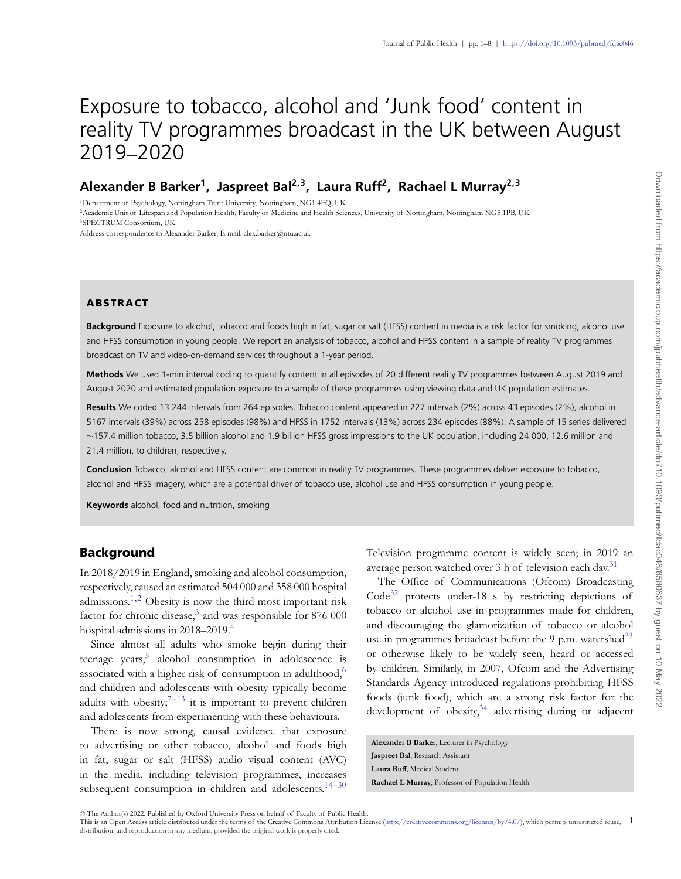# Exposure to tobacco, alcohol and 'Junk food' content in reality TV programmes broadcast in the UK between August 2019–2020

**Alexander B Barker[1], Jaspreet Bal[2,3], Laura Ruff[2], Rachael L Murray[2,3]**

[1]Department of Psychology, Nottingham Trent University, Nottingham, NG1 4FQ, UK
[2]Academic Unit of Lifespan and Population Health, Faculty of Medicine and Health Sciences, University of Nottingham, Nottingham NG5 1PB, UK
[3]SPECTRUM Consortium, UK

Address correspondence to Alexander Barker, E-mail: alex.barker@ntu.ac.uk

## ABSTRACT

**Background** Exposure to alcohol, tobacco and foods high in fat, sugar or salt (HFSS) content in media is a risk factor for smoking, alcohol use and HFSS consumption in young people. We report an analysis of tobacco, alcohol and HFSS content in a sample of reality TV programmes broadcast on TV and video-on-demand services throughout a 1-year period.

**Methods** We used 1-min interval coding to quantify content in all episodes of 20 different reality TV programmes between August 2019 and August 2020 and estimated population exposure to a sample of these programmes using viewing data and UK population estimates.

**Results** We coded 13 244 intervals from 264 episodes. Tobacco content appeared in 227 intervals (2%) across 43 episodes (2%), alcohol in 5167 intervals (39%) across 258 episodes (98%) and HFSS in 1752 intervals (13%) across 234 episodes (88%). A sample of 15 series delivered ~157.4 million tobacco, 3.5 billion alcohol and 1.9 billion HFSS gross impressions to the UK population, including 24 000, 12.6 million and 21.4 million, to children, respectively.

**Conclusion** Tobacco, alcohol and HFSS content are common in reality TV programmes. These programmes deliver exposure to tobacco, alcohol and HFSS imagery, which are a potential driver of tobacco use, alcohol use and HFSS consumption in young people.

**Keywords** alcohol, food and nutrition, smoking

## Background

In 2018/2019 in England, smoking and alcohol consumption, respectively, caused an estimated 504 000 and 358 000 hospital admissions.[1,2] Obesity is now the third most important risk factor for chronic disease,[3] and was responsible for 876 000 hospital admissions in 2018–2019.[4]

Since almost all adults who smoke begin during their teenage years,[5] alcohol consumption in adolescence is associated with a higher risk of consumption in adulthood,[6] and children and adolescents with obesity typically become adults with obesity;[7–13] it is important to prevent children and adolescents from experimenting with these behaviours.

There is now strong, causal evidence that exposure to advertising or other tobacco, alcohol and foods high in fat, sugar or salt (HFSS) audio visual content (AVC) in the media, including television programmes, increases subsequent consumption in children and adolescents.[14–30] Television programme content is widely seen; in 2019 an average person watched over 3 h of television each day.[31]

The Office of Communications (Ofcom) Broadcasting Code[32] protects under-18 s by restricting depictions of tobacco or alcohol use in programmes made for children, and discouraging the glamorization of tobacco or alcohol use in programmes broadcast before the 9 p.m. watershed[33] or otherwise likely to be widely seen, heard or accessed by children. Similarly, in 2007, Ofcom and the Advertising Standards Agency introduced regulations prohibiting HFSS foods (junk food), which are a strong risk factor for the development of obesity,[34] advertising during or adjacent

**Alexander B Barker**, Lecturer in Psychology
**Jaspreet Bal**, Research Assistant
**Laura Ruff**, Medical Student
**Rachael L Murray**, Professor of Population Health

© The Author(s) 2022. Published by Oxford University Press on behalf of Faculty of Public Health.
This is an Open Access article distributed under the terms of the Creative Commons Attribution License (http://creativecommons.org/licenses/by/4.0/), which permits unrestricted reuse, distribution, and reproduction in any medium, provided the original work is properly cited.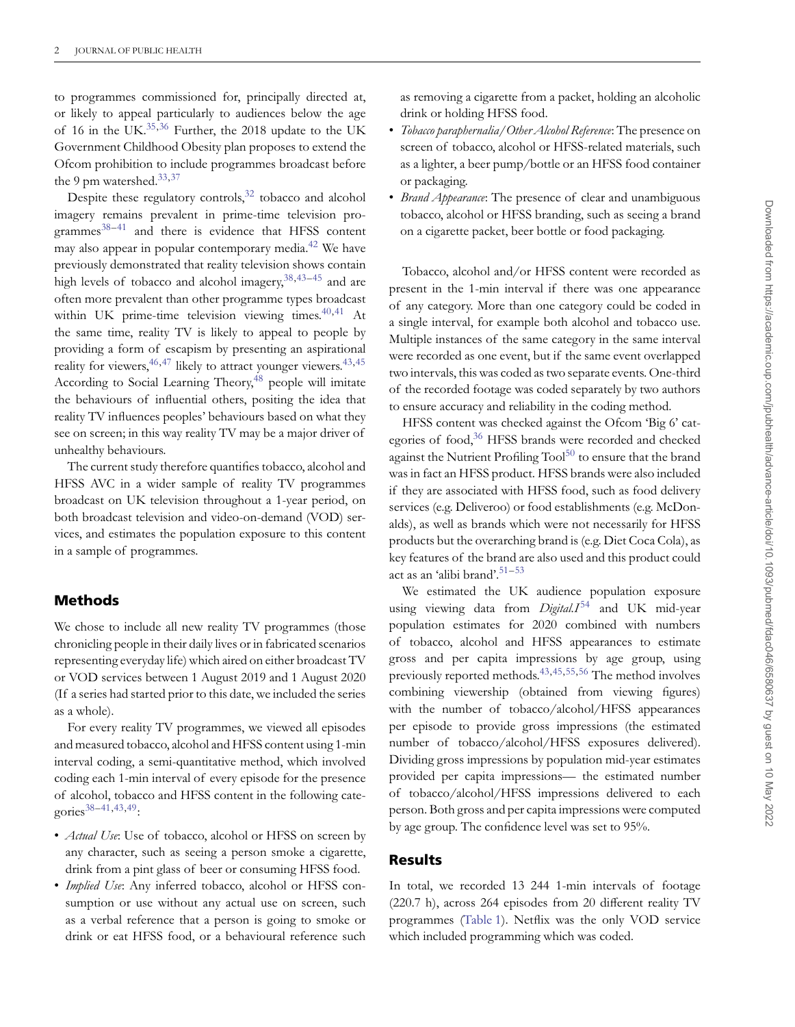to programmes commissioned for, principally directed at, or likely to appeal particularly to audiences below the age of 16 in the UK.[35,36] Further, the 2018 update to the UK Government Childhood Obesity plan proposes to extend the Ofcom prohibition to include programmes broadcast before the 9 pm watershed.[33,37]

Despite these regulatory controls,[32] tobacco and alcohol imagery remains prevalent in prime-time television programmes[38–41] and there is evidence that HFSS content may also appear in popular contemporary media.[42] We have previously demonstrated that reality television shows contain high levels of tobacco and alcohol imagery,[38,43–45] and are often more prevalent than other programme types broadcast within UK prime-time television viewing times.[40,41] At the same time, reality TV is likely to appeal to people by providing a form of escapism by presenting an aspirational reality for viewers,[46,47] likely to attract younger viewers.[43,45] According to Social Learning Theory,[48] people will imitate the behaviours of influential others, positing the idea that reality TV influences peoples' behaviours based on what they see on screen; in this way reality TV may be a major driver of unhealthy behaviours.

The current study therefore quantifies tobacco, alcohol and HFSS AVC in a wider sample of reality TV programmes broadcast on UK television throughout a 1-year period, on both broadcast television and video-on-demand (VOD) services, and estimates the population exposure to this content in a sample of programmes.

## Methods

We chose to include all new reality TV programmes (those chronicling people in their daily lives or in fabricated scenarios representing everyday life) which aired on either broadcast TV or VOD services between 1 August 2019 and 1 August 2020 (If a series had started prior to this date, we included the series as a whole).

For every reality TV programmes, we viewed all episodes and measured tobacco, alcohol and HFSS content using 1-min interval coding, a semi-quantitative method, which involved coding each 1-min interval of every episode for the presence of alcohol, tobacco and HFSS content in the following categories[38–41,43,49]:

- *Actual Use*: Use of tobacco, alcohol or HFSS on screen by any character, such as seeing a person smoke a cigarette, drink from a pint glass of beer or consuming HFSS food.
- *Implied Use*: Any inferred tobacco, alcohol or HFSS consumption or use without any actual use on screen, such as a verbal reference that a person is going to smoke or drink or eat HFSS food, or a behavioural reference such as removing a cigarette from a packet, holding an alcoholic drink or holding HFSS food.
- *Tobacco paraphernalia/Other Alcohol Reference*: The presence on screen of tobacco, alcohol or HFSS-related materials, such as a lighter, a beer pump/bottle or an HFSS food container or packaging.
- *Brand Appearance*: The presence of clear and unambiguous tobacco, alcohol or HFSS branding, such as seeing a brand on a cigarette packet, beer bottle or food packaging.

Tobacco, alcohol and/or HFSS content were recorded as present in the 1-min interval if there was one appearance of any category. More than one category could be coded in a single interval, for example both alcohol and tobacco use. Multiple instances of the same category in the same interval were recorded as one event, but if the same event overlapped two intervals, this was coded as two separate events. One-third of the recorded footage was coded separately by two authors to ensure accuracy and reliability in the coding method.

HFSS content was checked against the Ofcom 'Big 6' categories of food,[36] HFSS brands were recorded and checked against the Nutrient Profiling Tool[50] to ensure that the brand was in fact an HFSS product. HFSS brands were also included if they are associated with HFSS food, such as food delivery services (e.g. Deliveroo) or food establishments (e.g. McDonalds), as well as brands which were not necessarily for HFSS products but the overarching brand is (e.g. Diet Coca Cola), as key features of the brand are also used and this product could act as an 'alibi brand'.[51–53]

We estimated the UK audience population exposure using viewing data from *Digital.I*[54] and UK mid-year population estimates for 2020 combined with numbers of tobacco, alcohol and HFSS appearances to estimate gross and per capita impressions by age group, using previously reported methods.[43,45,55,56] The method involves combining viewership (obtained from viewing figures) with the number of tobacco/alcohol/HFSS appearances per episode to provide gross impressions (the estimated number of tobacco/alcohol/HFSS exposures delivered). Dividing gross impressions by population mid-year estimates provided per capita impressions— the estimated number of tobacco/alcohol/HFSS impressions delivered to each person. Both gross and per capita impressions were computed by age group. The confidence level was set to 95%.

## Results

In total, we recorded 13 244 1-min intervals of footage (220.7 h), across 264 episodes from 20 different reality TV programmes (Table 1). Netflix was the only VOD service which included programming which was coded.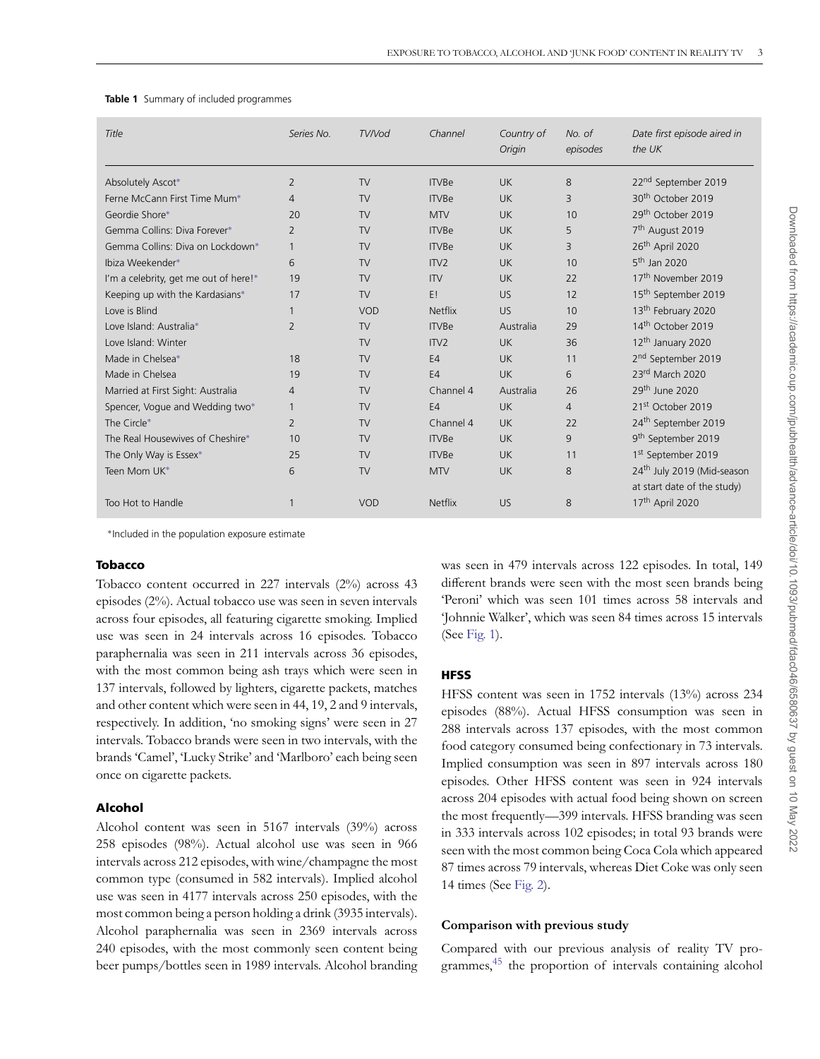**Table 1** Summary of included programmes

| Title | Series No. | TV/Vod | Channel | Country of Origin | No. of episodes | Date first episode aired in the UK |
|---|---|---|---|---|---|---|
| Absolutely Ascot* | 2 | TV | ITVBe | UK | 8 | 22nd September 2019 |
| Ferne McCann First Time Mum* | 4 | TV | ITVBe | UK | 3 | 30th October 2019 |
| Geordie Shore* | 20 | TV | MTV | UK | 10 | 29th October 2019 |
| Gemma Collins: Diva Forever* | 2 | TV | ITVBe | UK | 5 | 7th August 2019 |
| Gemma Collins: Diva on Lockdown* | 1 | TV | ITVBe | UK | 3 | 26th April 2020 |
| Ibiza Weekender* | 6 | TV | ITV2 | UK | 10 | 5th Jan 2020 |
| I'm a celebrity, get me out of here!* | 19 | TV | ITV | UK | 22 | 17th November 2019 |
| Keeping up with the Kardasians* | 17 | TV | E! | US | 12 | 15th September 2019 |
| Love is Blind | 1 | VOD | Netflix | US | 10 | 13th February 2020 |
| Love Island: Australia* | 2 | TV | ITVBe | Australia | 29 | 14th October 2019 |
| Love Island: Winter | | TV | ITV2 | UK | 36 | 12th January 2020 |
| Made in Chelsea* | 18 | TV | E4 | UK | 11 | 2nd September 2019 |
| Made in Chelsea | 19 | TV | E4 | UK | 6 | 23rd March 2020 |
| Married at First Sight: Australia | 4 | TV | Channel 4 | Australia | 26 | 29th June 2020 |
| Spencer, Vogue and Wedding two* | 1 | TV | E4 | UK | 4 | 21st October 2019 |
| The Circle* | 2 | TV | Channel 4 | UK | 22 | 24th September 2019 |
| The Real Housewives of Cheshire* | 10 | TV | ITVBe | UK | 9 | 9th September 2019 |
| The Only Way is Essex* | 25 | TV | ITVBe | UK | 11 | 1st September 2019 |
| Teen Mom UK* | 6 | TV | MTV | UK | 8 | 24th July 2019 (Mid-season at start date of the study) |
| Too Hot to Handle | 1 | VOD | Netflix | US | 8 | 17th April 2020 |

*Included in the population exposure estimate

### Tobacco

Tobacco content occurred in 227 intervals (2%) across 43 episodes (2%). Actual tobacco use was seen in seven intervals across four episodes, all featuring cigarette smoking. Implied use was seen in 24 intervals across 16 episodes. Tobacco paraphernalia was seen in 211 intervals across 36 episodes, with the most common being ash trays which were seen in 137 intervals, followed by lighters, cigarette packets, matches and other content which were seen in 44, 19, 2 and 9 intervals, respectively. In addition, 'no smoking signs' were seen in 27 intervals. Tobacco brands were seen in two intervals, with the brands 'Camel', 'Lucky Strike' and 'Marlboro' each being seen once on cigarette packets.

### Alcohol

Alcohol content was seen in 5167 intervals (39%) across 258 episodes (98%). Actual alcohol use was seen in 966 intervals across 212 episodes, with wine/champagne the most common type (consumed in 582 intervals). Implied alcohol use was seen in 4177 intervals across 250 episodes, with the most common being a person holding a drink (3935 intervals). Alcohol paraphernalia was seen in 2369 intervals across 240 episodes, with the most commonly seen content being beer pumps/bottles seen in 1989 intervals. Alcohol branding was seen in 479 intervals across 122 episodes. In total, 149 different brands were seen with the most seen brands being 'Peroni' which was seen 101 times across 58 intervals and 'Johnnie Walker', which was seen 84 times across 15 intervals (See Fig. 1).

### HFSS

HFSS content was seen in 1752 intervals (13%) across 234 episodes (88%). Actual HFSS consumption was seen in 288 intervals across 137 episodes, with the most common food category consumed being confectionary in 73 intervals. Implied consumption was seen in 897 intervals across 180 episodes. Other HFSS content was seen in 924 intervals across 204 episodes with actual food being shown on screen the most frequently—399 intervals. HFSS branding was seen in 333 intervals across 102 episodes; in total 93 brands were seen with the most common being Coca Cola which appeared 87 times across 79 intervals, whereas Diet Coke was only seen 14 times (See Fig. 2).

### Comparison with previous study

Compared with our previous analysis of reality TV programmes,[45] the proportion of intervals containing alcohol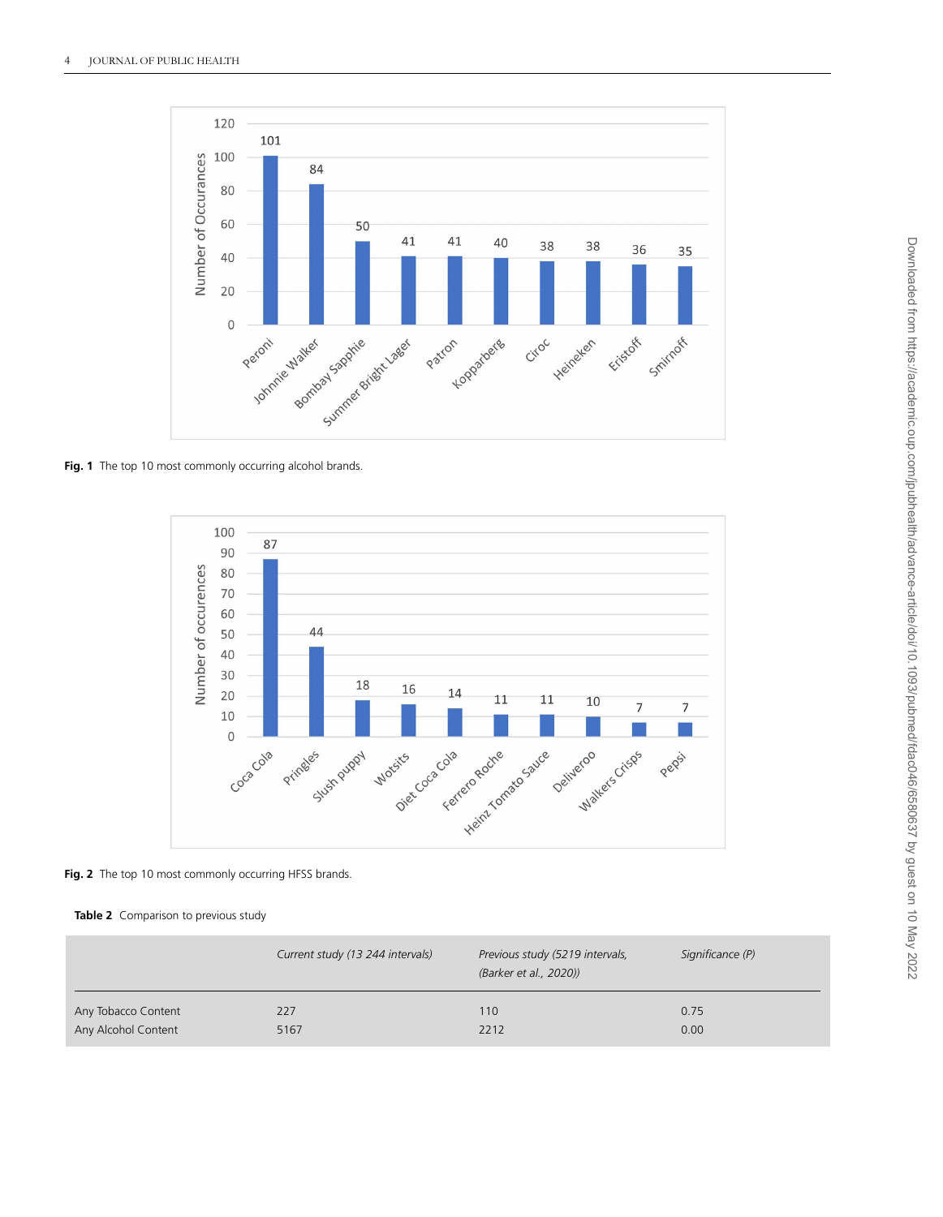Fig. 1 The top 10 most commonly occurring alcohol brands.

Fig. 2 The top 10 most commonly occurring HFSS brands.

**Table 2** Comparison to previous study

| | *Current study (13 244 intervals)* | *Previous study (5219 intervals, (Barker et al., 2020))* | *Significance (P)* |
|---|---|---|---|
| Any Tobacco Content | 227 | 110 | 0.75 |
| Any Alcohol Content | 5167 | 2212 | 0.00 |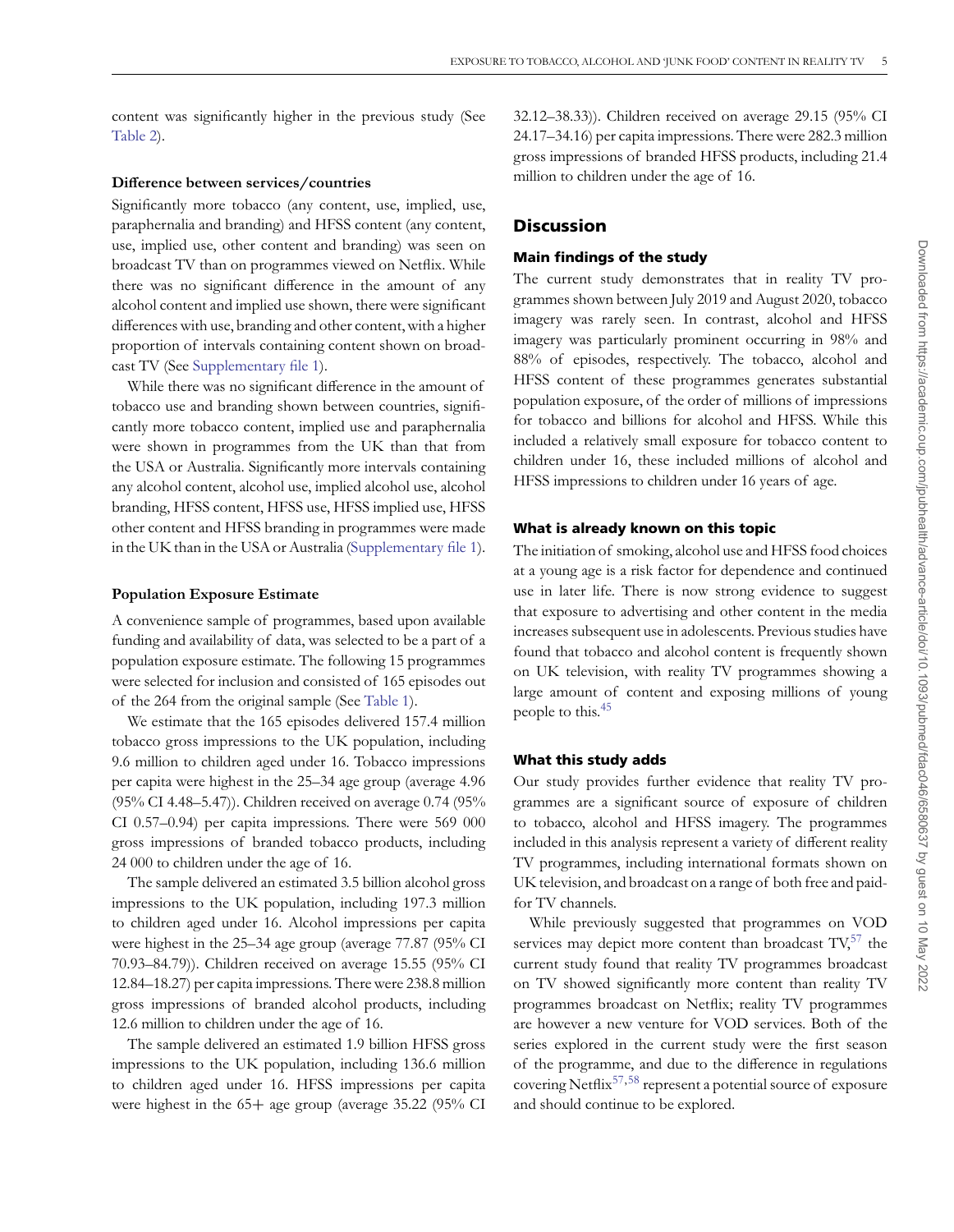content was significantly higher in the previous study (See Table 2).

#### Difference between services/countries

Significantly more tobacco (any content, use, implied, use, paraphernalia and branding) and HFSS content (any content, use, implied use, other content and branding) was seen on broadcast TV than on programmes viewed on Netflix. While there was no significant difference in the amount of any alcohol content and implied use shown, there were significant differences with use, branding and other content, with a higher proportion of intervals containing content shown on broadcast TV (See Supplementary file 1).

While there was no significant difference in the amount of tobacco use and branding shown between countries, significantly more tobacco content, implied use and paraphernalia were shown in programmes from the UK than that from the USA or Australia. Significantly more intervals containing any alcohol content, alcohol use, implied alcohol use, alcohol branding, HFSS content, HFSS use, HFSS implied use, HFSS other content and HFSS branding in programmes were made in the UK than in the USA or Australia (Supplementary file 1).

#### Population Exposure Estimate

A convenience sample of programmes, based upon available funding and availability of data, was selected to be a part of a population exposure estimate. The following 15 programmes were selected for inclusion and consisted of 165 episodes out of the 264 from the original sample (See Table 1).

We estimate that the 165 episodes delivered 157.4 million tobacco gross impressions to the UK population, including 9.6 million to children aged under 16. Tobacco impressions per capita were highest in the 25–34 age group (average 4.96 (95% CI 4.48–5.47)). Children received on average 0.74 (95% CI 0.57–0.94) per capita impressions. There were 569 000 gross impressions of branded tobacco products, including 24 000 to children under the age of 16.

The sample delivered an estimated 3.5 billion alcohol gross impressions to the UK population, including 197.3 million to children aged under 16. Alcohol impressions per capita were highest in the 25–34 age group (average 77.87 (95% CI 70.93–84.79)). Children received on average 15.55 (95% CI 12.84–18.27) per capita impressions. There were 238.8 million gross impressions of branded alcohol products, including 12.6 million to children under the age of 16.

The sample delivered an estimated 1.9 billion HFSS gross impressions to the UK population, including 136.6 million to children aged under 16. HFSS impressions per capita were highest in the 65+ age group (average 35.22 (95% CI 32.12–38.33)). Children received on average 29.15 (95% CI 24.17–34.16) per capita impressions. There were 282.3 million gross impressions of branded HFSS products, including 21.4 million to children under the age of 16.

## Discussion

### Main findings of the study

The current study demonstrates that in reality TV programmes shown between July 2019 and August 2020, tobacco imagery was rarely seen. In contrast, alcohol and HFSS imagery was particularly prominent occurring in 98% and 88% of episodes, respectively. The tobacco, alcohol and HFSS content of these programmes generates substantial population exposure, of the order of millions of impressions for tobacco and billions for alcohol and HFSS. While this included a relatively small exposure for tobacco content to children under 16, these included millions of alcohol and HFSS impressions to children under 16 years of age.

### What is already known on this topic

The initiation of smoking, alcohol use and HFSS food choices at a young age is a risk factor for dependence and continued use in later life. There is now strong evidence to suggest that exposure to advertising and other content in the media increases subsequent use in adolescents. Previous studies have found that tobacco and alcohol content is frequently shown on UK television, with reality TV programmes showing a large amount of content and exposing millions of young people to this.[45]

### What this study adds

Our study provides further evidence that reality TV programmes are a significant source of exposure of children to tobacco, alcohol and HFSS imagery. The programmes included in this analysis represent a variety of different reality TV programmes, including international formats shown on UK television, and broadcast on a range of both free and paid-for TV channels.

While previously suggested that programmes on VOD services may depict more content than broadcast TV,[57] the current study found that reality TV programmes broadcast on TV showed significantly more content than reality TV programmes broadcast on Netflix; reality TV programmes are however a new venture for VOD services. Both of the series explored in the current study were the first season of the programme, and due to the difference in regulations covering Netflix[57,58] represent a potential source of exposure and should continue to be explored.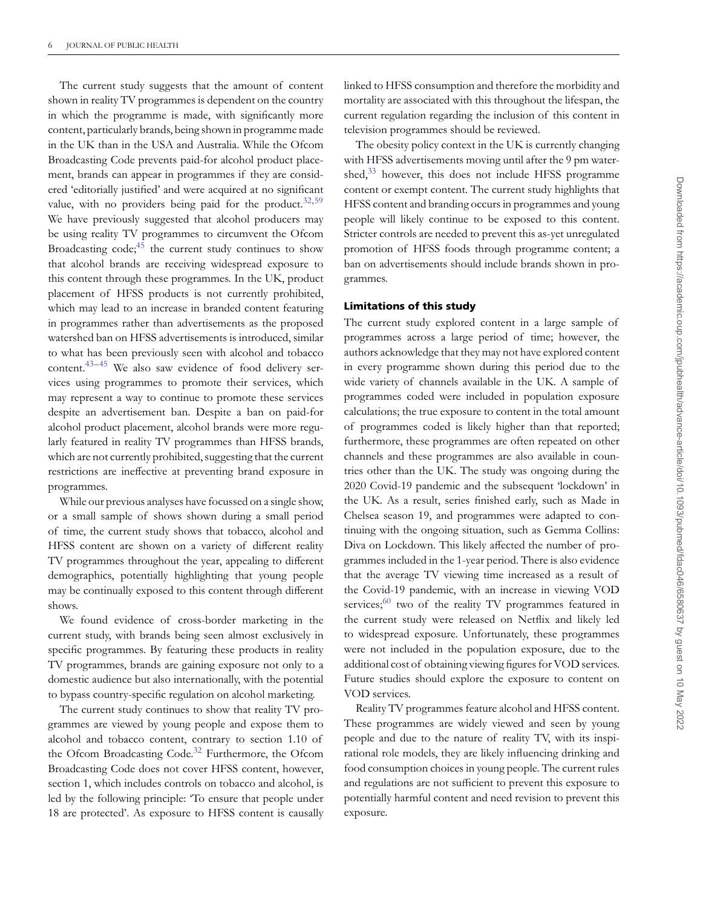The current study suggests that the amount of content shown in reality TV programmes is dependent on the country in which the programme is made, with significantly more content, particularly brands, being shown in programme made in the UK than in the USA and Australia. While the Ofcom Broadcasting Code prevents paid-for alcohol product placement, brands can appear in programmes if they are considered 'editorially justified' and were acquired at no significant value, with no providers being paid for the product.[32,59] We have previously suggested that alcohol producers may be using reality TV programmes to circumvent the Ofcom Broadcasting code;[45] the current study continues to show that alcohol brands are receiving widespread exposure to this content through these programmes. In the UK, product placement of HFSS products is not currently prohibited, which may lead to an increase in branded content featuring in programmes rather than advertisements as the proposed watershed ban on HFSS advertisements is introduced, similar to what has been previously seen with alcohol and tobacco content.[43–45] We also saw evidence of food delivery services using programmes to promote their services, which may represent a way to continue to promote these services despite an advertisement ban. Despite a ban on paid-for alcohol product placement, alcohol brands were more regularly featured in reality TV programmes than HFSS brands, which are not currently prohibited, suggesting that the current restrictions are ineffective at preventing brand exposure in programmes.

While our previous analyses have focussed on a single show, or a small sample of shows shown during a small period of time, the current study shows that tobacco, alcohol and HFSS content are shown on a variety of different reality TV programmes throughout the year, appealing to different demographics, potentially highlighting that young people may be continually exposed to this content through different shows.

We found evidence of cross-border marketing in the current study, with brands being seen almost exclusively in specific programmes. By featuring these products in reality TV programmes, brands are gaining exposure not only to a domestic audience but also internationally, with the potential to bypass country-specific regulation on alcohol marketing.

The current study continues to show that reality TV programmes are viewed by young people and expose them to alcohol and tobacco content, contrary to section 1.10 of the Ofcom Broadcasting Code.[32] Furthermore, the Ofcom Broadcasting Code does not cover HFSS content, however, section 1, which includes controls on tobacco and alcohol, is led by the following principle: 'To ensure that people under 18 are protected'. As exposure to HFSS content is causally linked to HFSS consumption and therefore the morbidity and mortality are associated with this throughout the lifespan, the current regulation regarding the inclusion of this content in television programmes should be reviewed.

The obesity policy context in the UK is currently changing with HFSS advertisements moving until after the 9 pm watershed,[33] however, this does not include HFSS programme content or exempt content. The current study highlights that HFSS content and branding occurs in programmes and young people will likely continue to be exposed to this content. Stricter controls are needed to prevent this as-yet unregulated promotion of HFSS foods through programme content; a ban on advertisements should include brands shown in programmes.

### Limitations of this study

The current study explored content in a large sample of programmes across a large period of time; however, the authors acknowledge that they may not have explored content in every programme shown during this period due to the wide variety of channels available in the UK. A sample of programmes coded were included in population exposure calculations; the true exposure to content in the total amount of programmes coded is likely higher than that reported; furthermore, these programmes are often repeated on other channels and these programmes are also available in countries other than the UK. The study was ongoing during the 2020 Covid-19 pandemic and the subsequent 'lockdown' in the UK. As a result, series finished early, such as Made in Chelsea season 19, and programmes were adapted to continuing with the ongoing situation, such as Gemma Collins: Diva on Lockdown. This likely affected the number of programmes included in the 1-year period. There is also evidence that the average TV viewing time increased as a result of the Covid-19 pandemic, with an increase in viewing VOD services;[60] two of the reality TV programmes featured in the current study were released on Netflix and likely led to widespread exposure. Unfortunately, these programmes were not included in the population exposure, due to the additional cost of obtaining viewing figures for VOD services. Future studies should explore the exposure to content on VOD services.

Reality TV programmes feature alcohol and HFSS content. These programmes are widely viewed and seen by young people and due to the nature of reality TV, with its inspirational role models, they are likely influencing drinking and food consumption choices in young people. The current rules and regulations are not sufficient to prevent this exposure to potentially harmful content and need revision to prevent this exposure.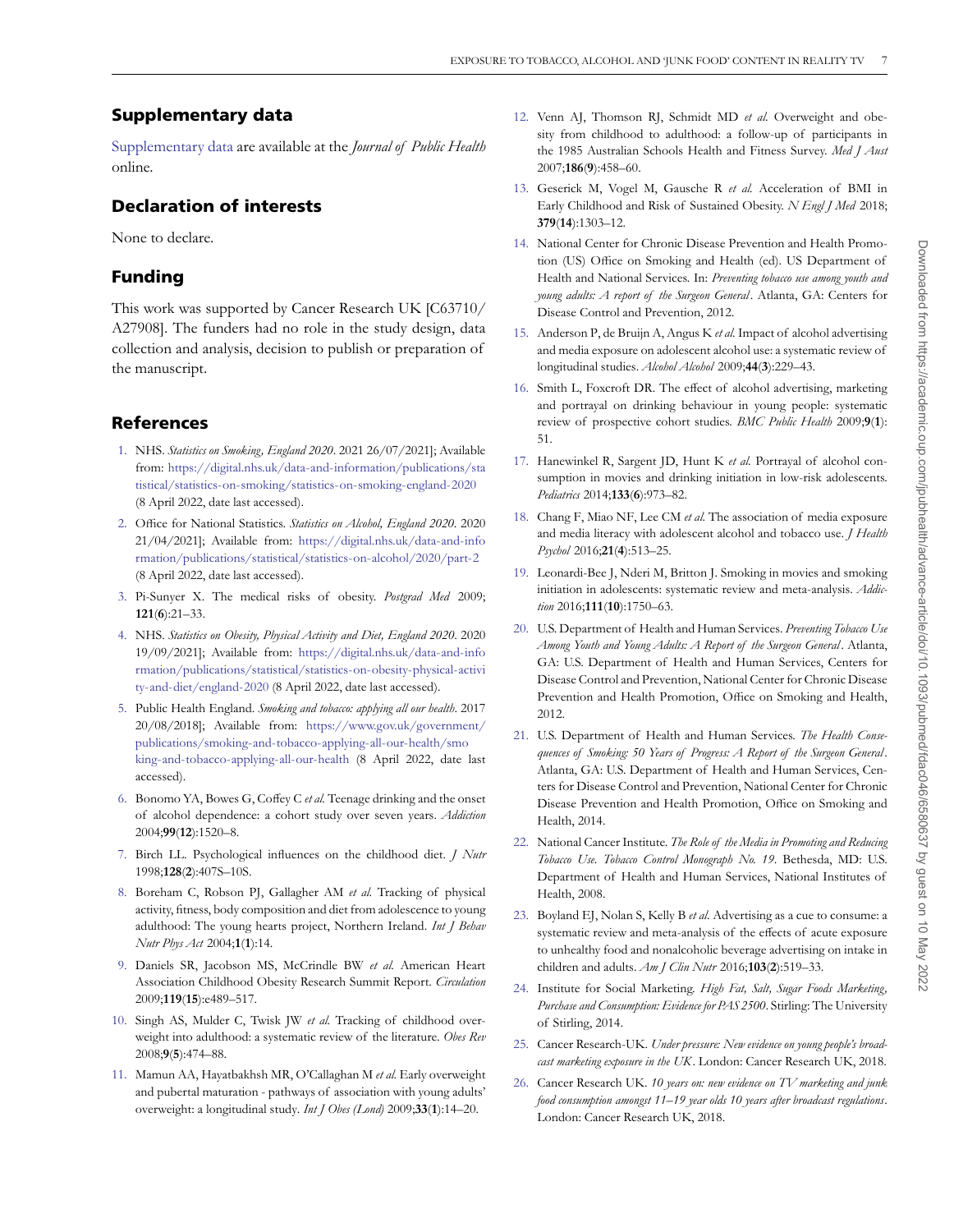## Supplementary data

Supplementary data are available at the *Journal of Public Health* online.

## Declaration of interests

None to declare.

## Funding

This work was supported by Cancer Research UK [C63710/A27908]. The funders had no role in the study design, data collection and analysis, decision to publish or preparation of the manuscript.

## References

1. NHS. *Statistics on Smoking, England 2020*. 2021 26/07/2021]; Available from: https://digital.nhs.uk/data-and-information/publications/statistical/statistics-on-smoking/statistics-on-smoking-england-2020 (8 April 2022, date last accessed).
2. Office for National Statistics. *Statistics on Alcohol, England 2020*. 2020 21/04/2021]; Available from: https://digital.nhs.uk/data-and-information/publications/statistical/statistics-on-alcohol/2020/part-2 (8 April 2022, date last accessed).
3. Pi-Sunyer X. The medical risks of obesity. *Postgrad Med* 2009; **121**(**6**):21–33.
4. NHS. *Statistics on Obesity, Physical Activity and Diet, England 2020*. 2020 19/09/2021]; Available from: https://digital.nhs.uk/data-and-information/publications/statistical/statistics-on-obesity-physical-activity-and-diet/england-2020 (8 April 2022, date last accessed).
5. Public Health England. *Smoking and tobacco: applying all our health*. 2017 20/08/2018]; Available from: https://www.gov.uk/government/publications/smoking-and-tobacco-applying-all-our-health/smoking-and-tobacco-applying-all-our-health (8 April 2022, date last accessed).
6. Bonomo YA, Bowes G, Coffey C *et al.* Teenage drinking and the onset of alcohol dependence: a cohort study over seven years. *Addiction* 2004;**99**(**12**):1520–8.
7. Birch LL. Psychological influences on the childhood diet. *J Nutr* 1998;**128**(**2**):407S–10S.
8. Boreham C, Robson PJ, Gallagher AM *et al.* Tracking of physical activity, fitness, body composition and diet from adolescence to young adulthood: The young hearts project, Northern Ireland. *Int J Behav Nutr Phys Act* 2004;**1**(**1**):14.
9. Daniels SR, Jacobson MS, McCrindle BW *et al.* American Heart Association Childhood Obesity Research Summit Report. *Circulation* 2009;**119**(**15**):e489–517.
10. Singh AS, Mulder C, Twisk JW *et al.* Tracking of childhood overweight into adulthood: a systematic review of the literature. *Obes Rev* 2008;**9**(**5**):474–88.
11. Mamun AA, Hayatbakhsh MR, O'Callaghan M *et al.* Early overweight and pubertal maturation - pathways of association with young adults' overweight: a longitudinal study. *Int J Obes (Lond)* 2009;**33**(**1**):14–20.
12. Venn AJ, Thomson RJ, Schmidt MD *et al.* Overweight and obesity from childhood to adulthood: a follow-up of participants in the 1985 Australian Schools Health and Fitness Survey. *Med J Aust* 2007;**186**(**9**):458–60.
13. Geserick M, Vogel M, Gausche R *et al.* Acceleration of BMI in Early Childhood and Risk of Sustained Obesity. *N Engl J Med* 2018; **379**(**14**):1303–12.
14. National Center for Chronic Disease Prevention and Health Promotion (US) Office on Smoking and Health (ed). US Department of Health and National Services. In: *Preventing tobacco use among youth and young adults: A report of the Surgeon General*. Atlanta, GA: Centers for Disease Control and Prevention, 2012.
15. Anderson P, de Bruijn A, Angus K *et al.* Impact of alcohol advertising and media exposure on adolescent alcohol use: a systematic review of longitudinal studies. *Alcohol Alcohol* 2009;**44**(**3**):229–43.
16. Smith L, Foxcroft DR. The effect of alcohol advertising, marketing and portrayal on drinking behaviour in young people: systematic review of prospective cohort studies. *BMC Public Health* 2009;**9**(**1**): 51.
17. Hanewinkel R, Sargent JD, Hunt K *et al.* Portrayal of alcohol consumption in movies and drinking initiation in low-risk adolescents. *Pediatrics* 2014;**133**(**6**):973–82.
18. Chang F, Miao NF, Lee CM *et al.* The association of media exposure and media literacy with adolescent alcohol and tobacco use. *J Health Psychol* 2016;**21**(**4**):513–25.
19. Leonardi-Bee J, Nderi M, Britton J. Smoking in movies and smoking initiation in adolescents: systematic review and meta-analysis. *Addiction* 2016;**111**(**10**):1750–63.
20. U.S. Department of Health and Human Services. *Preventing Tobacco Use Among Youth and Young Adults: A Report of the Surgeon General*. Atlanta, GA: U.S. Department of Health and Human Services, Centers for Disease Control and Prevention, National Center for Chronic Disease Prevention and Health Promotion, Office on Smoking and Health, 2012.
21. U.S. Department of Health and Human Services. *The Health Consequences of Smoking: 50 Years of Progress: A Report of the Surgeon General*. Atlanta, GA: U.S. Department of Health and Human Services, Centers for Disease Control and Prevention, National Center for Chronic Disease Prevention and Health Promotion, Office on Smoking and Health, 2014.
22. National Cancer Institute. *The Role of the Media in Promoting and Reducing Tobacco Use. Tobacco Control Monograph No. 19*. Bethesda, MD: U.S. Department of Health and Human Services, National Institutes of Health, 2008.
23. Boyland EJ, Nolan S, Kelly B *et al.* Advertising as a cue to consume: a systematic review and meta-analysis of the effects of acute exposure to unhealthy food and nonalcoholic beverage advertising on intake in children and adults. *Am J Clin Nutr* 2016;**103**(**2**):519–33.
24. Institute for Social Marketing. *High Fat, Salt, Sugar Foods Marketing, Purchase and Consumption: Evidence for PAS 2500*. Stirling: The University of Stirling, 2014.
25. Cancer Research-UK. *Under pressure: New evidence on young people's broadcast marketing exposure in the UK*. London: Cancer Research UK, 2018.
26. Cancer Research UK. *10 years on: new evidence on TV marketing and junk food consumption amongst 11–19 year olds 10 years after broadcast regulations*. London: Cancer Research UK, 2018.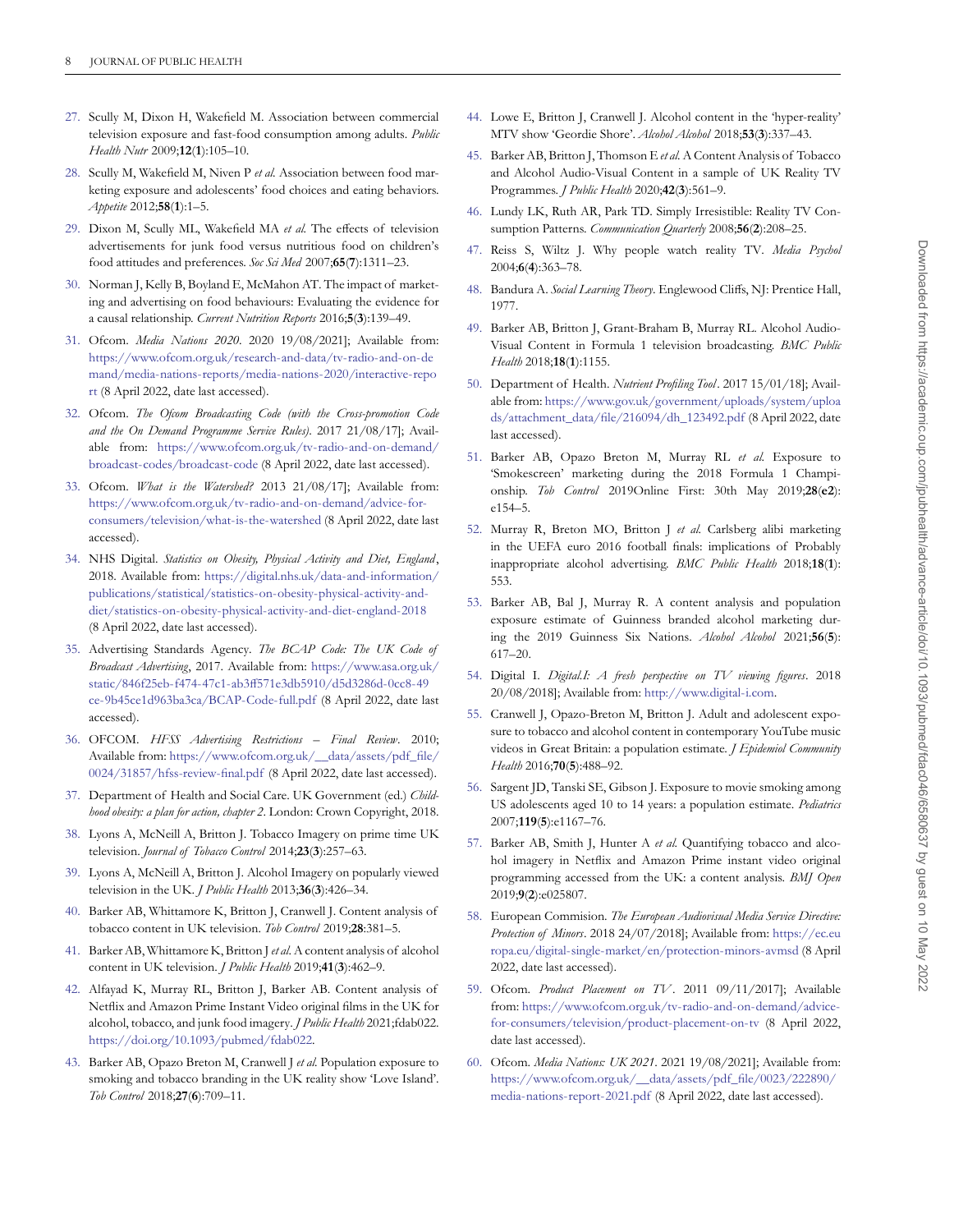27. Scully M, Dixon H, Wakefield M. Association between commercial television exposure and fast-food consumption among adults. *Public Health Nutr* 2009;**12**(**1**):105–10.

28. Scully M, Wakefield M, Niven P *et al.* Association between food marketing exposure and adolescents' food choices and eating behaviors. *Appetite* 2012;**58**(**1**):1–5.

29. Dixon M, Scully ML, Wakefield MA *et al.* The effects of television advertisements for junk food versus nutritious food on children's food attitudes and preferences. *Soc Sci Med* 2007;**65**(**7**):1311–23.

30. Norman J, Kelly B, Boyland E, McMahon AT. The impact of marketing and advertising on food behaviours: Evaluating the evidence for a causal relationship. *Current Nutrition Reports* 2016;**5**(**3**):139–49.

31. Ofcom. *Media Nations 2020*. 2020 19/08/2021]; Available from: https://www.ofcom.org.uk/research-and-data/tv-radio-and-on-demand/media-nations-reports/media-nations-2020/interactive-report (8 April 2022, date last accessed).

32. Ofcom. *The Ofcom Broadcasting Code (with the Cross-promotion Code and the On Demand Programme Service Rules)*. 2017 21/08/17]; Available from: https://www.ofcom.org.uk/tv-radio-and-on-demand/broadcast-codes/broadcast-code (8 April 2022, date last accessed).

33. Ofcom. *What is the Watershed?* 2013 21/08/17]; Available from: https://www.ofcom.org.uk/tv-radio-and-on-demand/advice-for-consumers/television/what-is-the-watershed (8 April 2022, date last accessed).

34. NHS Digital. *Statistics on Obesity, Physical Activity and Diet, England*, 2018. Available from: https://digital.nhs.uk/data-and-information/publications/statistical/statistics-on-obesity-physical-activity-and-diet/statistics-on-obesity-physical-activity-and-diet-england-2018 (8 April 2022, date last accessed).

35. Advertising Standards Agency. *The BCAP Code: The UK Code of Broadcast Advertising*, 2017. Available from: https://www.asa.org.uk/static/846f25eb-f474-47c1-ab3ff571e3db5910/d5d3286d-0cc8-49ce-9b45ce1d963ba3ca/BCAP-Code-full.pdf (8 April 2022, date last accessed).

36. OFCOM. *HFSS Advertising Restrictions – Final Review*. 2010; Available from: https://www.ofcom.org.uk/__data/assets/pdf_file/0024/31857/hfss-review-final.pdf (8 April 2022, date last accessed).

37. Department of Health and Social Care. UK Government (ed.) *Childhood obesity: a plan for action, chapter 2*. London: Crown Copyright, 2018.

38. Lyons A, McNeill A, Britton J. Tobacco Imagery on prime time UK television. *Journal of Tobacco Control* 2014;**23**(**3**):257–63.

39. Lyons A, McNeill A, Britton J. Alcohol Imagery on popularly viewed television in the UK. *J Public Health* 2013;**36**(**3**):426–34.

40. Barker AB, Whittamore K, Britton J, Cranwell J. Content analysis of tobacco content in UK television. *Tob Control* 2019;**28**:381–5.

41. Barker AB, Whittamore K, Britton J *et al.* A content analysis of alcohol content in UK television. *J Public Health* 2019;**41**(**3**):462–9.

42. Alfayad K, Murray RL, Britton J, Barker AB. Content analysis of Netflix and Amazon Prime Instant Video original films in the UK for alcohol, tobacco, and junk food imagery. *J Public Health* 2021;fdab022. https://doi.org/10.1093/pubmed/fdab022.

43. Barker AB, Opazo Breton M, Cranwell J *et al.* Population exposure to smoking and tobacco branding in the UK reality show 'Love Island'. *Tob Control* 2018;**27**(**6**):709–11.

44. Lowe E, Britton J, Cranwell J. Alcohol content in the 'hyper-reality' MTV show 'Geordie Shore'. *Alcohol Alcohol* 2018;**53**(**3**):337–43.

45. Barker AB, Britton J, Thomson E *et al.* A Content Analysis of Tobacco and Alcohol Audio-Visual Content in a sample of UK Reality TV Programmes. *J Public Health* 2020;**42**(**3**):561–9.

46. Lundy LK, Ruth AR, Park TD. Simply Irresistible: Reality TV Consumption Patterns. *Communication Quarterly* 2008;**56**(**2**):208–25.

47. Reiss S, Wiltz J. Why people watch reality TV. *Media Psychol* 2004;**6**(**4**):363–78.

48. Bandura A. *Social Learning Theory*. Englewood Cliffs, NJ: Prentice Hall, 1977.

49. Barker AB, Britton J, Grant-Braham B, Murray RL. Alcohol Audio-Visual Content in Formula 1 television broadcasting. *BMC Public Health* 2018;**18**(**1**):1155.

50. Department of Health. *Nutrient Profiling Tool*. 2017 15/01/18]; Available from: https://www.gov.uk/government/uploads/system/uploads/attachment_data/file/216094/dh_123492.pdf (8 April 2022, date last accessed).

51. Barker AB, Opazo Breton M, Murray RL *et al.* Exposure to 'Smokescreen' marketing during the 2018 Formula 1 Championship. *Tob Control* 2019Online First: 30th May 2019;**28**(**e2**): e154–5.

52. Murray R, Breton MO, Britton J *et al.* Carlsberg alibi marketing in the UEFA euro 2016 football finals: implications of Probably inappropriate alcohol advertising. *BMC Public Health* 2018;**18**(**1**): 553.

53. Barker AB, Bal J, Murray R. A content analysis and population exposure estimate of Guinness branded alcohol marketing during the 2019 Guinness Six Nations. *Alcohol Alcohol* 2021;**56**(**5**): 617–20.

54. Digital I. *Digital.I: A fresh perspective on TV viewing figures*. 2018 20/08/2018]; Available from: http://www.digital-i.com.

55. Cranwell J, Opazo-Breton M, Britton J. Adult and adolescent exposure to tobacco and alcohol content in contemporary YouTube music videos in Great Britain: a population estimate. *J Epidemiol Community Health* 2016;**70**(**5**):488–92.

56. Sargent JD, Tanski SE, Gibson J. Exposure to movie smoking among US adolescents aged 10 to 14 years: a population estimate. *Pediatrics* 2007;**119**(**5**):e1167–76.

57. Barker AB, Smith J, Hunter A *et al.* Quantifying tobacco and alcohol imagery in Netflix and Amazon Prime instant video original programming accessed from the UK: a content analysis. *BMJ Open* 2019;**9**(**2**):e025807.

58. European Commision. *The European Audiovisual Media Service Directive: Protection of Minors*. 2018 24/07/2018]; Available from: https://ec.europa.eu/digital-single-market/en/protection-minors-avmsd (8 April 2022, date last accessed).

59. Ofcom. *Product Placement on TV*. 2011 09/11/2017]; Available from: https://www.ofcom.org.uk/tv-radio-and-on-demand/advice-for-consumers/television/product-placement-on-tv (8 April 2022, date last accessed).

60. Ofcom. *Media Nations: UK 2021*. 2021 19/08/2021]; Available from: https://www.ofcom.org.uk/__data/assets/pdf_file/0023/222890/media-nations-report-2021.pdf (8 April 2022, date last accessed).